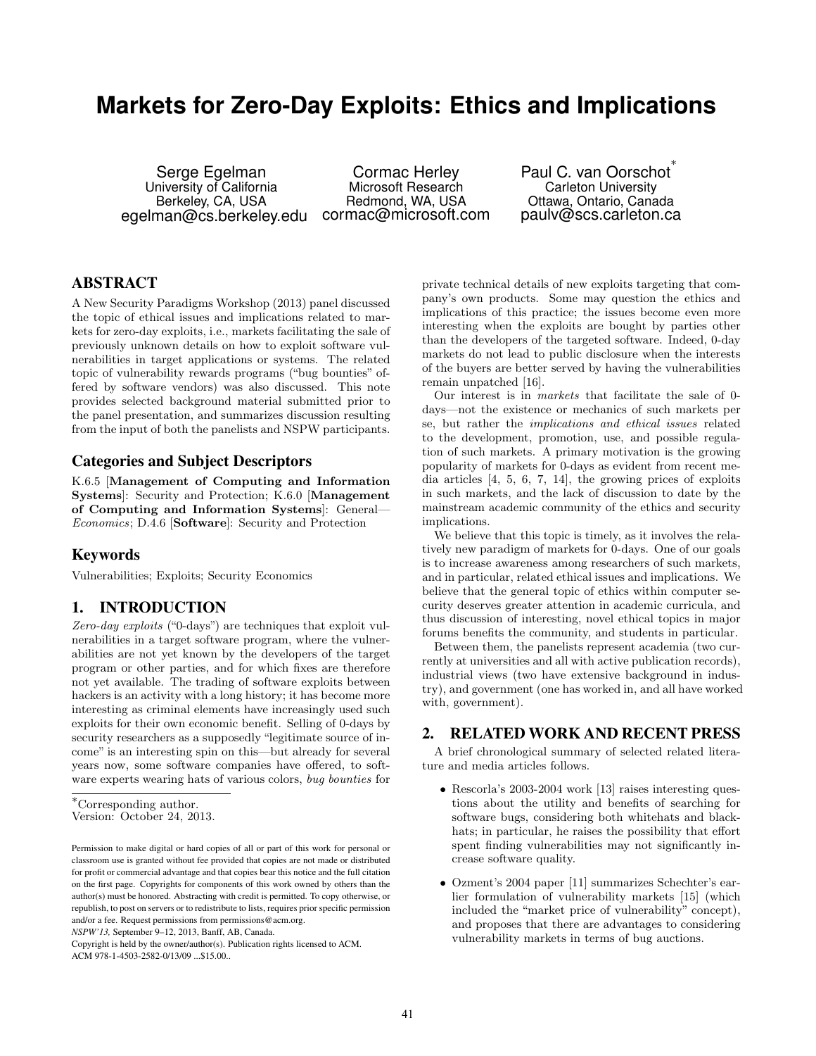# Markets for Zero-Day Exploits: Ethics and Implications

Serge Egelman
University of California
Berkeley, CA, USA
egelman@cs.berkeley.edu

Cormac Herley
Microsoft Research
Redmond, WA, USA
cormac@microsoft.com

Paul C. van Oorschot*
Carleton University
Ottawa, Ontario, Canada
paulv@scs.carleton.ca

## ABSTRACT

A New Security Paradigms Workshop (2013) panel discussed the topic of ethical issues and implications related to markets for zero-day exploits, i.e., markets facilitating the sale of previously unknown details on how to exploit software vulnerabilities in target applications or systems. The related topic of vulnerability rewards programs ("bug bounties" offered by software vendors) was also discussed. This note provides selected background material submitted prior to the panel presentation, and summarizes discussion resulting from the input of both the panelists and NSPW participants.

### Categories and Subject Descriptors

K.6.5 [**Management of Computing and Information Systems**]: Security and Protection; K.6.0 [**Management of Computing and Information Systems**]: General—*Economics*; D.4.6 [**Software**]: Security and Protection

### Keywords

Vulnerabilities; Exploits; Security Economics

## 1. INTRODUCTION

*Zero-day exploits* ("0-days") are techniques that exploit vulnerabilities in a target software program, where the vulnerabilities are not yet known by the developers of the target program or other parties, and for which fixes are therefore not yet available. The trading of software exploits between hackers is an activity with a long history; it has become more interesting as criminal elements have increasingly used such exploits for their own economic benefit. Selling of 0-days by security researchers as a supposedly "legitimate source of income" is an interesting spin on this—but already for several years now, some software companies have offered, to software experts wearing hats of various colors, *bug bounties* for private technical details of new exploits targeting that company's own products. Some may question the ethics and implications of this practice; the issues become even more interesting when the exploits are bought by parties other than the developers of the targeted software. Indeed, 0-day markets do not lead to public disclosure when the interests of the buyers are better served by having the vulnerabilities remain unpatched [16].

Our interest is in *markets* that facilitate the sale of 0-days—not the existence or mechanics of such markets per se, but rather the *implications and ethical issues* related to the development, promotion, use, and possible regulation of such markets. A primary motivation is the growing popularity of markets for 0-days as evident from recent media articles [4, 5, 6, 7, 14], the growing prices of exploits in such markets, and the lack of discussion to date by the mainstream academic community of the ethics and security implications.

We believe that this topic is timely, as it involves the relatively new paradigm of markets for 0-days. One of our goals is to increase awareness among researchers of such markets, and in particular, related ethical issues and implications. We believe that the general topic of ethics within computer security deserves greater attention in academic curricula, and thus discussion of interesting, novel ethical topics in major forums benefits the community, and students in particular.

Between them, the panelists represent academia (two currently at universities and all with active publication records), industrial views (two have extensive background in industry), and government (one has worked in, and all have worked with, government).

## 2. RELATED WORK AND RECENT PRESS

A brief chronological summary of selected related literature and media articles follows.

- Rescorla's 2003-2004 work [13] raises interesting questions about the utility and benefits of searching for software bugs, considering both whitehats and blackhats; in particular, he raises the possibility that effort spent finding vulnerabilities may not significantly increase software quality.
- Ozment's 2004 paper [11] summarizes Schechter's earlier formulation of vulnerability markets [15] (which included the "market price of vulnerability" concept), and proposes that there are advantages to considering vulnerability markets in terms of bug auctions.

*Corresponding author.
Version: October 24, 2013.

Permission to make digital or hard copies of all or part of this work for personal or classroom use is granted without fee provided that copies are not made or distributed for profit or commercial advantage and that copies bear this notice and the full citation on the first page. Copyrights for components of this work owned by others than the author(s) must be honored. Abstracting with credit is permitted. To copy otherwise, or republish, to post on servers or to redistribute to lists, requires prior specific permission and/or a fee. Request permissions from permissions@acm.org.
*NSPW'13,* September 9–12, 2013, Banff, AB, Canada.
Copyright is held by the owner/author(s). Publication rights licensed to ACM.
ACM 978-1-4503-2582-0/13/09 ...$15.00..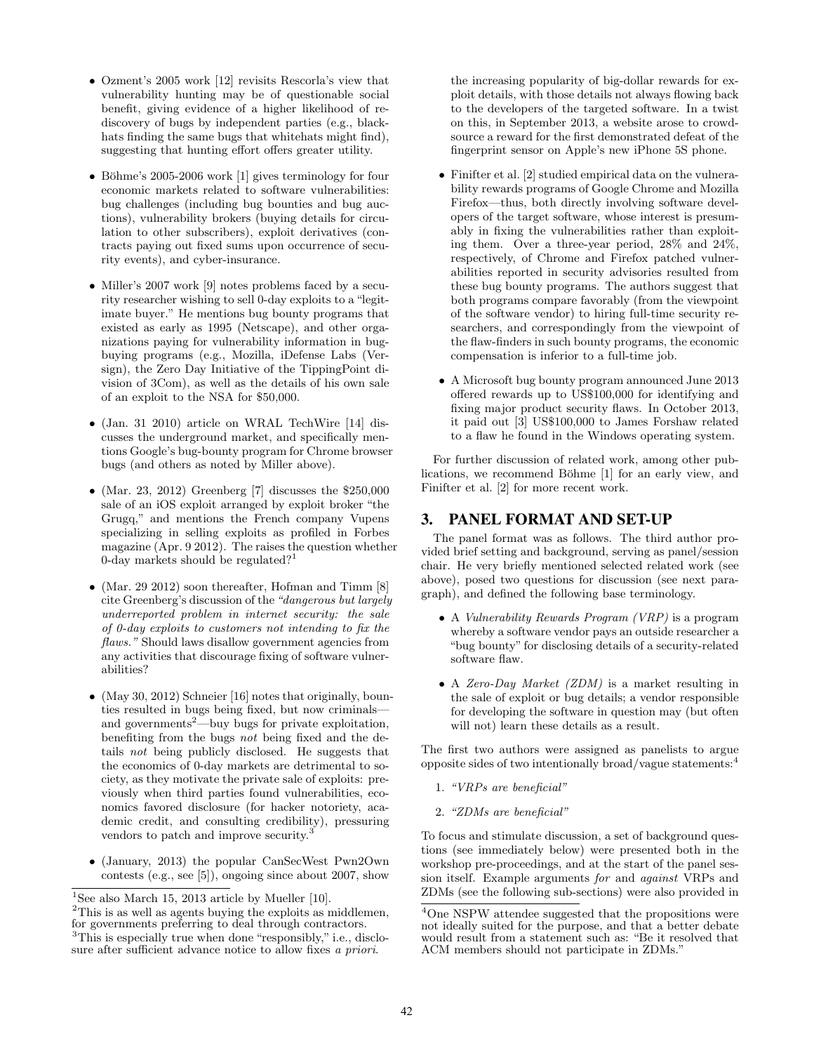- Ozment's 2005 work [12] revisits Rescorla's view that vulnerability hunting may be of questionable social benefit, giving evidence of a higher likelihood of rediscovery of bugs by independent parties (e.g., blackhats finding the same bugs that whitehats might find), suggesting that hunting effort offers greater utility.

- Böhme's 2005-2006 work [1] gives terminology for four economic markets related to software vulnerabilities: bug challenges (including bug bounties and bug auctions), vulnerability brokers (buying details for circulation to other subscribers), exploit derivatives (contracts paying out fixed sums upon occurrence of security events), and cyber-insurance.

- Miller's 2007 work [9] notes problems faced by a security researcher wishing to sell 0-day exploits to a "legitimate buyer." He mentions bug bounty programs that existed as early as 1995 (Netscape), and other organizations paying for vulnerability information in bug-buying programs (e.g., Mozilla, iDefense Labs (Versign), the Zero Day Initiative of the TippingPoint division of 3Com), as well as the details of his own sale of an exploit to the NSA for $50,000.

- (Jan. 31 2010) article on WRAL TechWire [14] discusses the underground market, and specifically mentions Google's bug-bounty program for Chrome browser bugs (and others as noted by Miller above).

- (Mar. 23, 2012) Greenberg [7] discusses the $250,000 sale of an iOS exploit arranged by exploit broker "the Grugq," and mentions the French company Vupens specializing in selling exploits as profiled in Forbes magazine (Apr. 9 2012). The raises the question whether 0-day markets should be regulated?[1]

- (Mar. 29 2012) soon thereafter, Hofman and Timm [8] cite Greenberg's discussion of the *"dangerous but largely underreported problem in internet security: the sale of 0-day exploits to customers not intending to fix the flaws."* Should laws disallow government agencies from any activities that discourage fixing of software vulnerabilities?

- (May 30, 2012) Schneier [16] notes that originally, bounties resulted in bugs being fixed, but now criminals—and governments[2]—buy bugs for private exploitation, benefiting from the bugs *not* being fixed and the details *not* being publicly disclosed. He suggests that the economics of 0-day markets are detrimental to society, as they motivate the private sale of exploits: previously when third parties found vulnerabilities, economics favored disclosure (for hacker notoriety, academic credit, and consulting credibility), pressuring vendors to patch and improve security.[3]

- (January, 2013) the popular CanSecWest Pwn2Own contests (e.g., see [5]), ongoing since about 2007, show the increasing popularity of big-dollar rewards for exploit details, with those details not always flowing back to the developers of the targeted software. In a twist on this, in September 2013, a website arose to crowdsource a reward for the first demonstrated defeat of the fingerprint sensor on Apple's new iPhone 5S phone.

- Finifter et al. [2] studied empirical data on the vulnerability rewards programs of Google Chrome and Mozilla Firefox—thus, both directly involving software developers of the target software, whose interest is presumably in fixing the vulnerabilities rather than exploiting them. Over a three-year period, 28% and 24%, respectively, of Chrome and Firefox patched vulnerabilities reported in security advisories resulted from these bug bounty programs. The authors suggest that both programs compare favorably (from the viewpoint of the software vendor) to hiring full-time security researchers, and correspondingly from the viewpoint of the flaw-finders in such bounty programs, the economic compensation is inferior to a full-time job.

- A Microsoft bug bounty program announced June 2013 offered rewards up to US$100,000 for identifying and fixing major product security flaws. In October 2013, it paid out [3] US$100,000 to James Forshaw related to a flaw he found in the Windows operating system.

For further discussion of related work, among other publications, we recommend Böhme [1] for an early view, and Finifter et al. [2] for more recent work.

## 3. PANEL FORMAT AND SET-UP

The panel format was as follows. The third author provided brief setting and background, serving as panel/session chair. He very briefly mentioned selected related work (see above), posed two questions for discussion (see next paragraph), and defined the following base terminology.

- A *Vulnerability Rewards Program (VRP)* is a program whereby a software vendor pays an outside researcher a "bug bounty" for disclosing details of a security-related software flaw.

- A *Zero-Day Market (ZDM)* is a market resulting in the sale of exploit or bug details; a vendor responsible for developing the software in question may (but often will not) learn these details as a result.

The first two authors were assigned as panelists to argue opposite sides of two intentionally broad/vague statements:[4]

1. *"VRPs are beneficial"*

2. *"ZDMs are beneficial"*

To focus and stimulate discussion, a set of background questions (see immediately below) were presented both in the workshop pre-proceedings, and at the start of the panel session itself. Example arguments *for* and *against* VRPs and ZDMs (see the following sub-sections) were also provided in

[1] See also March 15, 2013 article by Mueller [10].

[2] This is as well as agents buying the exploits as middlemen, for governments preferring to deal through contractors.

[3] This is especially true when done "responsibly," i.e., disclosure after sufficient advance notice to allow fixes *a priori*.

[4] One NSPW attendee suggested that the propositions were not ideally suited for the purpose, and that a better debate would result from a statement such as: "Be it resolved that ACM members should not participate in ZDMs."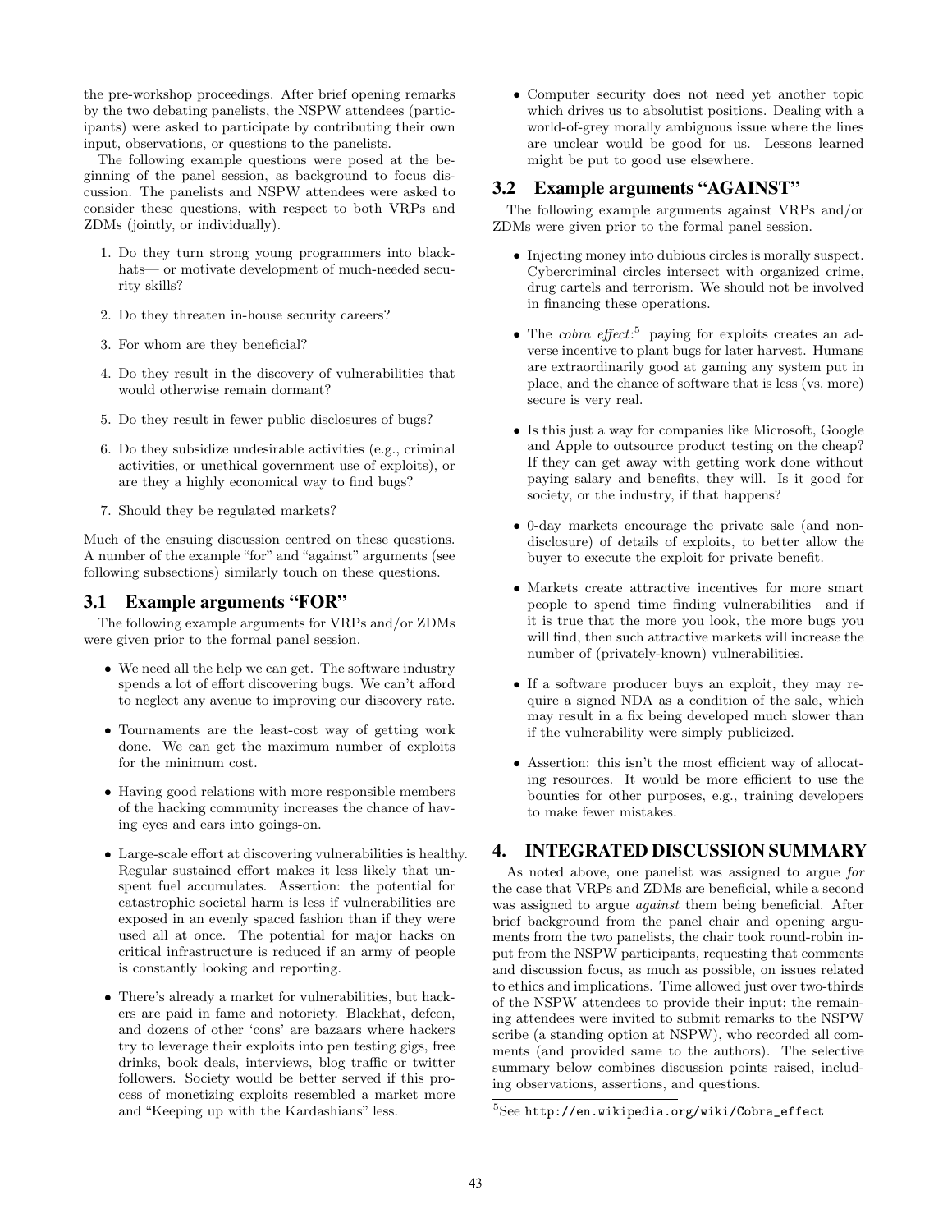the pre-workshop proceedings. After brief opening remarks by the two debating panelists, the NSPW attendees (participants) were asked to participate by contributing their own input, observations, or questions to the panelists.

The following example questions were posed at the beginning of the panel session, as background to focus discussion. The panelists and NSPW attendees were asked to consider these questions, with respect to both VRPs and ZDMs (jointly, or individually).

1. Do they turn strong young programmers into blackhats— or motivate development of much-needed security skills?
2. Do they threaten in-house security careers?
3. For whom are they beneficial?
4. Do they result in the discovery of vulnerabilities that would otherwise remain dormant?
5. Do they result in fewer public disclosures of bugs?
6. Do they subsidize undesirable activities (e.g., criminal activities, or unethical government use of exploits), or are they a highly economical way to find bugs?
7. Should they be regulated markets?

Much of the ensuing discussion centred on these questions. A number of the example "for" and "against" arguments (see following subsections) similarly touch on these questions.

### 3.1 Example arguments "FOR"

The following example arguments for VRPs and/or ZDMs were given prior to the formal panel session.

- We need all the help we can get. The software industry spends a lot of effort discovering bugs. We can't afford to neglect any avenue to improving our discovery rate.
- Tournaments are the least-cost way of getting work done. We can get the maximum number of exploits for the minimum cost.
- Having good relations with more responsible members of the hacking community increases the chance of having eyes and ears into goings-on.
- Large-scale effort at discovering vulnerabilities is healthy. Regular sustained effort makes it less likely that unspent fuel accumulates. Assertion: the potential for catastrophic societal harm is less if vulnerabilities are exposed in an evenly spaced fashion than if they were used all at once. The potential for major hacks on critical infrastructure is reduced if an army of people is constantly looking and reporting.
- There's already a market for vulnerabilities, but hackers are paid in fame and notoriety. Blackhat, defcon, and dozens of other 'cons' are bazaars where hackers try to leverage their exploits into pen testing gigs, free drinks, book deals, interviews, blog traffic or twitter followers. Society would be better served if this process of monetizing exploits resembled a market more and "Keeping up with the Kardashians" less.
- Computer security does not need yet another topic which drives us to absolutist positions. Dealing with a world-of-grey morally ambiguous issue where the lines are unclear would be good for us. Lessons learned might be put to good use elsewhere.

### 3.2 Example arguments "AGAINST"

The following example arguments against VRPs and/or ZDMs were given prior to the formal panel session.

- Injecting money into dubious circles is morally suspect. Cybercriminal circles intersect with organized crime, drug cartels and terrorism. We should not be involved in financing these operations.
- The *cobra effect*:[5] paying for exploits creates an adverse incentive to plant bugs for later harvest. Humans are extraordinarily good at gaming any system put in place, and the chance of software that is less (vs. more) secure is very real.
- Is this just a way for companies like Microsoft, Google and Apple to outsource product testing on the cheap? If they can get away with getting work done without paying salary and benefits, they will. Is it good for society, or the industry, if that happens?
- 0-day markets encourage the private sale (and non-disclosure) of details of exploits, to better allow the buyer to execute the exploit for private benefit.
- Markets create attractive incentives for more smart people to spend time finding vulnerabilities—and if it is true that the more you look, the more bugs you will find, then such attractive markets will increase the number of (privately-known) vulnerabilities.
- If a software producer buys an exploit, they may require a signed NDA as a condition of the sale, which may result in a fix being developed much slower than if the vulnerability were simply publicized.
- Assertion: this isn't the most efficient way of allocating resources. It would be more efficient to use the bounties for other purposes, e.g., training developers to make fewer mistakes.

## 4. INTEGRATED DISCUSSION SUMMARY

As noted above, one panelist was assigned to argue *for* the case that VRPs and ZDMs are beneficial, while a second was assigned to argue *against* them being beneficial. After brief background from the panel chair and opening arguments from the two panelists, the chair took round-robin input from the NSPW participants, requesting that comments and discussion focus, as much as possible, on issues related to ethics and implications. Time allowed just over two-thirds of the NSPW attendees to provide their input; the remaining attendees were invited to submit remarks to the NSPW scribe (a standing option at NSPW), who recorded all comments (and provided same to the authors). The selective summary below combines discussion points raised, including observations, assertions, and questions.

[5] See http://en.wikipedia.org/wiki/Cobra_effect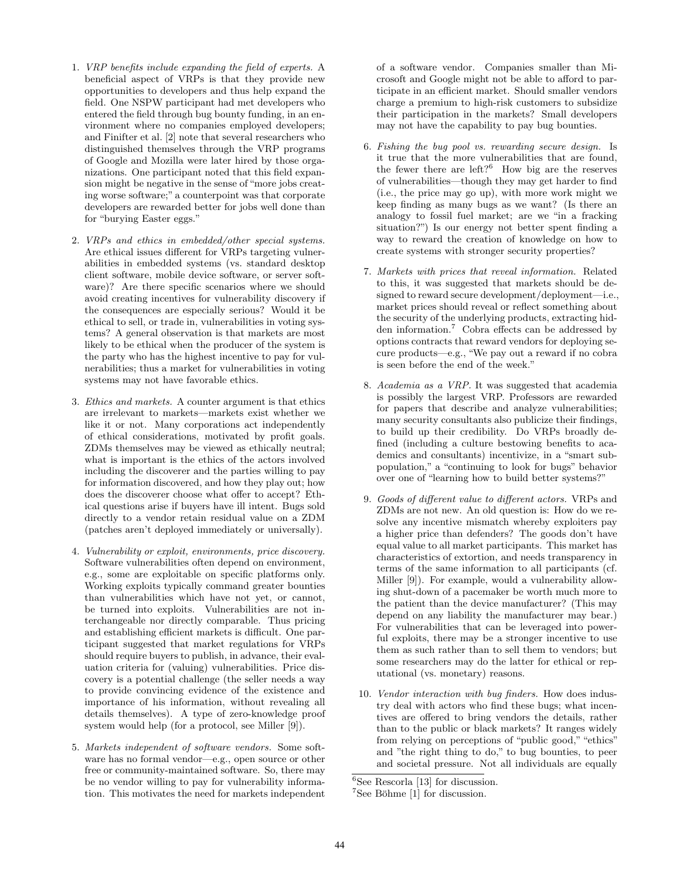1. *VRP benefits include expanding the field of experts.* A beneficial aspect of VRPs is that they provide new opportunities to developers and thus help expand the field. One NSPW participant had met developers who entered the field through bug bounty funding, in an environment where no companies employed developers; and Finifter et al. [2] note that several researchers who distinguished themselves through the VRP programs of Google and Mozilla were later hired by those organizations. One participant noted that this field expansion might be negative in the sense of "more jobs creating worse software;" a counterpoint was that corporate developers are rewarded better for jobs well done than for "burying Easter eggs."

2. *VRPs and ethics in embedded/other special systems.* Are ethical issues different for VRPs targeting vulnerabilities in embedded systems (vs. standard desktop client software, mobile device software, or server software)? Are there specific scenarios where we should avoid creating incentives for vulnerability discovery if the consequences are especially serious? Would it be ethical to sell, or trade in, vulnerabilities in voting systems? A general observation is that markets are most likely to be ethical when the producer of the system is the party who has the highest incentive to pay for vulnerabilities; thus a market for vulnerabilities in voting systems may not have favorable ethics.

3. *Ethics and markets.* A counter argument is that ethics are irrelevant to markets—markets exist whether we like it or not. Many corporations act independently of ethical considerations, motivated by profit goals. ZDMs themselves may be viewed as ethically neutral; what is important is the ethics of the actors involved including the discoverer and the parties willing to pay for information discovered, and how they play out; how does the discoverer choose what offer to accept? Ethical questions arise if buyers have ill intent. Bugs sold directly to a vendor retain residual value on a ZDM (patches aren't deployed immediately or universally).

4. *Vulnerability or exploit, environments, price discovery.* Software vulnerabilities often depend on environment, e.g., some are exploitable on specific platforms only. Working exploits typically command greater bounties than vulnerabilities which have not yet, or cannot, be turned into exploits. Vulnerabilities are not interchangeable nor directly comparable. Thus pricing and establishing efficient markets is difficult. One participant suggested that market regulations for VRPs should require buyers to publish, in advance, their evaluation criteria for (valuing) vulnerabilities. Price discovery is a potential challenge (the seller needs a way to provide convincing evidence of the existence and importance of his information, without revealing all details themselves). A type of zero-knowledge proof system would help (for a protocol, see Miller [9]).

5. *Markets independent of software vendors.* Some software has no formal vendor—e.g., open source or other free or community-maintained software. So, there may be no vendor willing to pay for vulnerability information. This motivates the need for markets independent of a software vendor. Companies smaller than Microsoft and Google might not be able to afford to participate in an efficient market. Should smaller vendors charge a premium to high-risk customers to subsidize their participation in the markets? Small developers may not have the capability to pay bug bounties.

6. *Fishing the bug pool vs. rewarding secure design.* Is it true that the more vulnerabilities that are found, the fewer there are left?[6] How big are the reserves of vulnerabilities—though they may get harder to find (i.e., the price may go up), with more work might we keep finding as many bugs as we want? (Is there an analogy to fossil fuel market; are we "in a fracking situation?") Is our energy not better spent finding a way to reward the creation of knowledge on how to create systems with stronger security properties?

7. *Markets with prices that reveal information.* Related to this, it was suggested that markets should be designed to reward secure development/deployment—i.e., market prices should reveal or reflect something about the security of the underlying products, extracting hidden information.[7] Cobra effects can be addressed by options contracts that reward vendors for deploying secure products—e.g., "We pay out a reward if no cobra is seen before the end of the week."

8. *Academia as a VRP.* It was suggested that academia is possibly the largest VRP. Professors are rewarded for papers that describe and analyze vulnerabilities; many security consultants also publicize their findings, to build up their credibility. Do VRPs broadly defined (including a culture bestowing benefits to academics and consultants) incentivize, in a "smart subpopulation," a "continuing to look for bugs" behavior over one of "learning how to build better systems?"

9. *Goods of different value to different actors.* VRPs and ZDMs are not new. An old question is: How do we resolve any incentive mismatch whereby exploiters pay a higher price than defenders? The goods don't have equal value to all market participants. This market has characteristics of extortion, and needs transparency in terms of the same information to all participants (cf. Miller [9]). For example, would a vulnerability allowing shut-down of a pacemaker be worth much more to the patient than the device manufacturer? (This may depend on any liability the manufacturer may bear.) For vulnerabilities that can be leveraged into powerful exploits, there may be a stronger incentive to use them as such rather than to sell them to vendors; but some researchers may do the latter for ethical or reputational (vs. monetary) reasons.

10. *Vendor interaction with bug finders.* How does industry deal with actors who find these bugs; what incentives are offered to bring vendors the details, rather than to the public or black markets? It ranges widely from relying on perceptions of "public good," "ethics" and "the right thing to do," to bug bounties, to peer and societal pressure. Not all individuals are equally

---

[6] See Rescorla [13] for discussion.

[7] See Böhme [1] for discussion.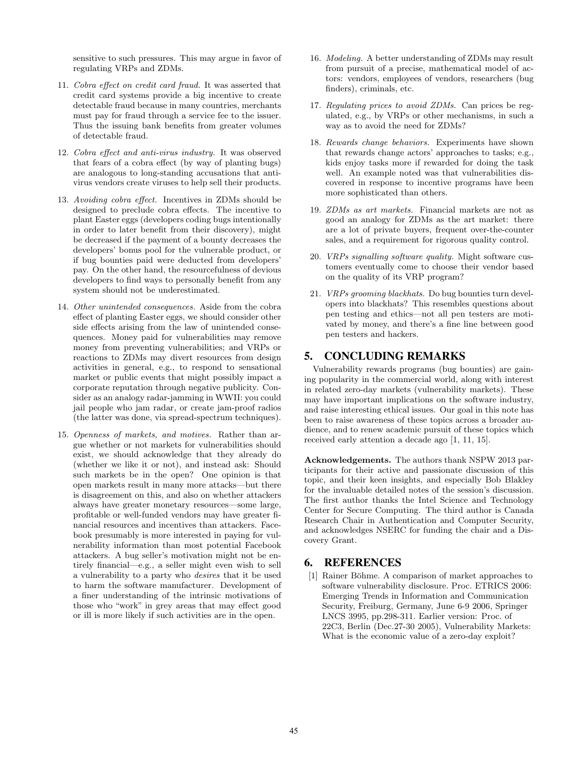sensitive to such pressures. This may argue in favor of regulating VRPs and ZDMs.

11. *Cobra effect on credit card fraud.* It was asserted that credit card systems provide a big incentive to create detectable fraud because in many countries, merchants must pay for fraud through a service fee to the issuer. Thus the issuing bank benefits from greater volumes of detectable fraud.

12. *Cobra effect and anti-virus industry.* It was observed that fears of a cobra effect (by way of planting bugs) are analogous to long-standing accusations that anti-virus vendors create viruses to help sell their products.

13. *Avoiding cobra effect.* Incentives in ZDMs should be designed to preclude cobra effects. The incentive to plant Easter eggs (developers coding bugs intentionally in order to later benefit from their discovery), might be decreased if the payment of a bounty decreases the developers' bonus pool for the vulnerable product, or if bug bounties paid were deducted from developers' pay. On the other hand, the resourcefulness of devious developers to find ways to personally benefit from any system should not be underestimated.

14. *Other unintended consequences.* Aside from the cobra effect of planting Easter eggs, we should consider other side effects arising from the law of unintended consequences. Money paid for vulnerabilities may remove money from preventing vulnerabilities; and VRPs or reactions to ZDMs may divert resources from design activities in general, e.g., to respond to sensational market or public events that might possibly impact a corporate reputation through negative publicity. Consider as an analogy radar-jamming in WWII: you could jail people who jam radar, or create jam-proof radios (the latter was done, via spread-spectrum techniques).

15. *Openness of markets, and motives.* Rather than argue whether or not markets for vulnerabilities should exist, we should acknowledge that they already do (whether we like it or not), and instead ask: Should such markets be in the open? One opinion is that open markets result in many more attacks—but there is disagreement on this, and also on whether attackers always have greater monetary resources—some large, profitable or well-funded vendors may have greater financial resources and incentives than attackers. Facebook presumably is more interested in paying for vulnerability information than most potential Facebook attackers. A bug seller's motivation might not be entirely financial—e.g., a seller might even wish to sell a vulnerability to a party who *desires* that it be used to harm the software manufacturer. Development of a finer understanding of the intrinsic motivations of those who "work" in grey areas that may effect good or ill is more likely if such activities are in the open.

16. *Modeling.* A better understanding of ZDMs may result from pursuit of a precise, mathematical model of actors: vendors, employees of vendors, researchers (bug finders), criminals, etc.

17. *Regulating prices to avoid ZDMs.* Can prices be regulated, e.g., by VRPs or other mechanisms, in such a way as to avoid the need for ZDMs?

18. *Rewards change behaviors.* Experiments have shown that rewards change actors' approaches to tasks; e.g., kids enjoy tasks more if rewarded for doing the task well. An example noted was that vulnerabilities discovered in response to incentive programs have been more sophisticated than others.

19. *ZDMs as art markets.* Financial markets are not as good an analogy for ZDMs as the art market: there are a lot of private buyers, frequent over-the-counter sales, and a requirement for rigorous quality control.

20. *VRPs signalling software quality.* Might software customers eventually come to choose their vendor based on the quality of its VRP program?

21. *VRPs grooming blackhats.* Do bug bounties turn developers into blackhats? This resembles questions about pen testing and ethics—not all pen testers are motivated by money, and there's a fine line between good pen testers and hackers.

## 5. CONCLUDING REMARKS

Vulnerability rewards programs (bug bounties) are gaining popularity in the commercial world, along with interest in related zero-day markets (vulnerability markets). These may have important implications on the software industry, and raise interesting ethical issues. Our goal in this note has been to raise awareness of these topics across a broader audience, and to renew academic pursuit of these topics which received early attention a decade ago [1, 11, 15].

**Acknowledgements.** The authors thank NSPW 2013 participants for their active and passionate discussion of this topic, and their keen insights, and especially Bob Blakley for the invaluable detailed notes of the session's discussion. The first author thanks the Intel Science and Technology Center for Secure Computing. The third author is Canada Research Chair in Authentication and Computer Security, and acknowledges NSERC for funding the chair and a Discovery Grant.

## 6. REFERENCES

[1] Rainer Böhme. A comparison of market approaches to software vulnerability disclosure. Proc. ETRICS 2006: Emerging Trends in Information and Communication Security, Freiburg, Germany, June 6-9 2006, Springer LNCS 3995, pp.298-311. Earlier version: Proc. of 22C3, Berlin (Dec.27-30 2005), Vulnerability Markets: What is the economic value of a zero-day exploit?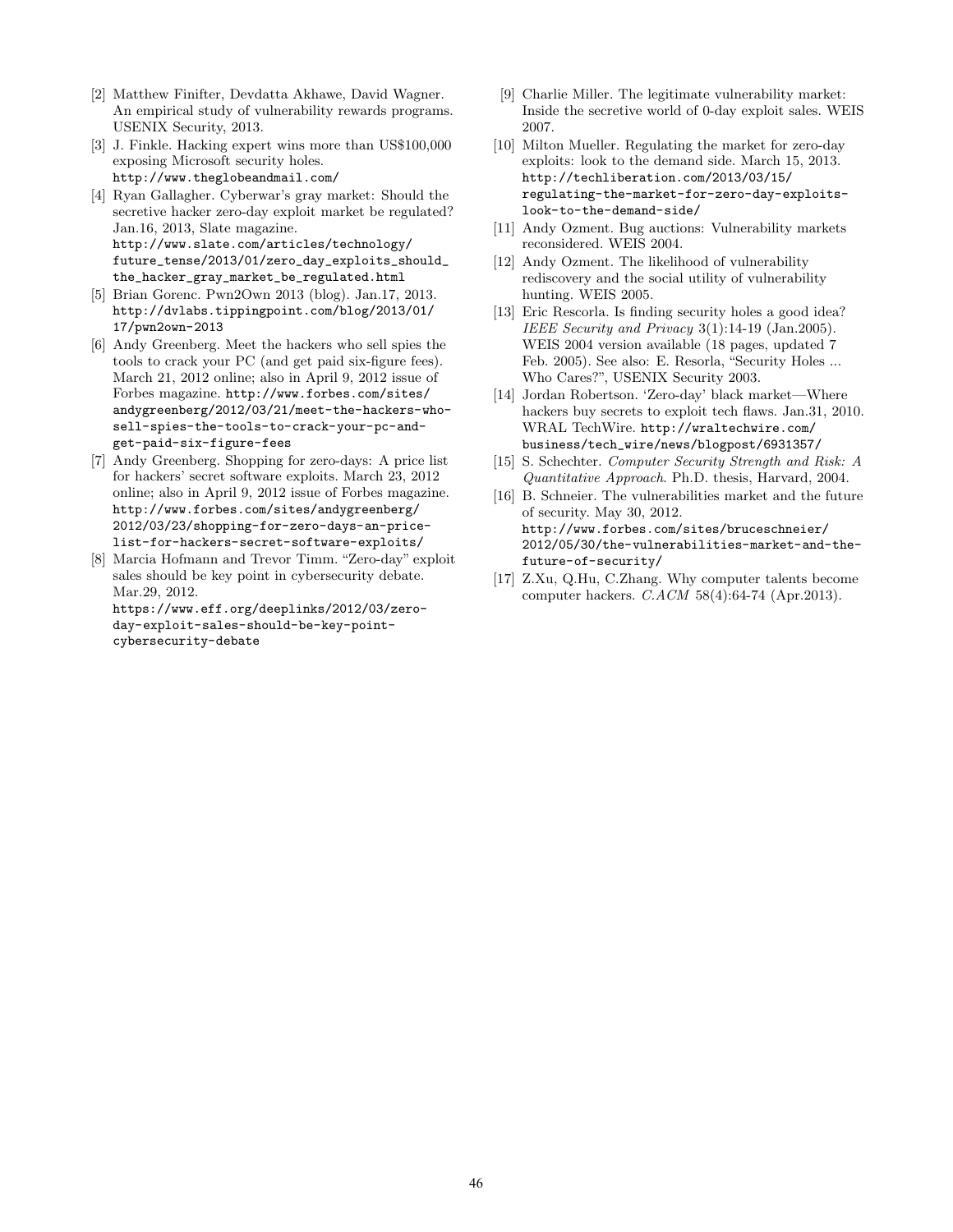[2] Matthew Finifter, Devdatta Akhawe, David Wagner. An empirical study of vulnerability rewards programs. USENIX Security, 2013.

[3] J. Finkle. Hacking expert wins more than US$100,000 exposing Microsoft security holes. http://www.theglobeandmail.com/

[4] Ryan Gallagher. Cyberwar's gray market: Should the secretive hacker zero-day exploit market be regulated? Jan.16, 2013, Slate magazine. http://www.slate.com/articles/technology/future_tense/2013/01/zero_day_exploits_should_the_hacker_gray_market_be_regulated.html

[5] Brian Gorenc. Pwn2Own 2013 (blog). Jan.17, 2013. http://dvlabs.tippingpoint.com/blog/2013/01/17/pwn2own-2013

[6] Andy Greenberg. Meet the hackers who sell spies the tools to crack your PC (and get paid six-figure fees). March 21, 2012 online; also in April 9, 2012 issue of Forbes magazine. http://www.forbes.com/sites/andygreenberg/2012/03/21/meet-the-hackers-who-sell-spies-the-tools-to-crack-your-pc-and-get-paid-six-figure-fees

[7] Andy Greenberg. Shopping for zero-days: A price list for hackers' secret software exploits. March 23, 2012 online; also in April 9, 2012 issue of Forbes magazine. http://www.forbes.com/sites/andygreenberg/2012/03/23/shopping-for-zero-days-an-price-list-for-hackers-secret-software-exploits/

[8] Marcia Hofmann and Trevor Timm. "Zero-day" exploit sales should be key point in cybersecurity debate. Mar.29, 2012. https://www.eff.org/deeplinks/2012/03/zero-day-exploit-sales-should-be-key-point-cybersecurity-debate

[9] Charlie Miller. The legitimate vulnerability market: Inside the secretive world of 0-day exploit sales. WEIS 2007.

[10] Milton Mueller. Regulating the market for zero-day exploits: look to the demand side. March 15, 2013. http://techliberation.com/2013/03/15/regulating-the-market-for-zero-day-exploits-look-to-the-demand-side/

[11] Andy Ozment. Bug auctions: Vulnerability markets reconsidered. WEIS 2004.

[12] Andy Ozment. The likelihood of vulnerability rediscovery and the social utility of vulnerability hunting. WEIS 2005.

[13] Eric Rescorla. Is finding security holes a good idea? *IEEE Security and Privacy* 3(1):14-19 (Jan.2005). WEIS 2004 version available (18 pages, updated 7 Feb. 2005). See also: E. Resorla, "Security Holes ... Who Cares?", USENIX Security 2003.

[14] Jordan Robertson. 'Zero-day' black market—Where hackers buy secrets to exploit tech flaws. Jan.31, 2010. WRAL TechWire. http://wraltechwire.com/business/tech_wire/news/blogpost/6931357/

[15] S. Schechter. *Computer Security Strength and Risk: A Quantitative Approach*. Ph.D. thesis, Harvard, 2004.

[16] B. Schneier. The vulnerabilities market and the future of security. May 30, 2012. http://www.forbes.com/sites/bruceschneier/2012/05/30/the-vulnerabilities-market-and-the-future-of-security/

[17] Z.Xu, Q.Hu, C.Zhang. Why computer talents become computer hackers. *C.ACM* 58(4):64-74 (Apr.2013).